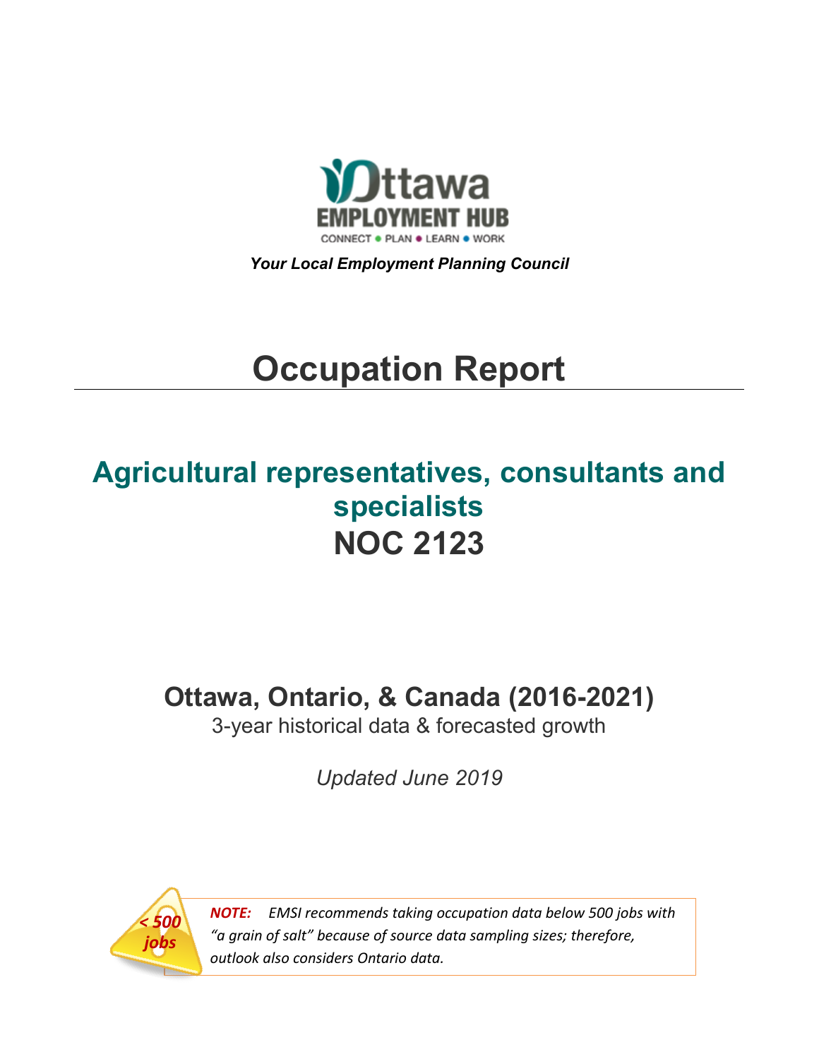Ottawa EMPLOYMENT HUB

CONNECT • PLAN • LEARN • WORK

***Your Local Employment Planning Council***

# Occupation Report

## Agricultural representatives, consultants and specialists
## NOC 2123

### Ottawa, Ontario, & Canada (2016-2021)

3-year historical data & forecasted growth

*Updated June 2019*

*< 500 jobs*

***NOTE:*** *EMSI recommends taking occupation data below 500 jobs with "a grain of salt" because of source data sampling sizes; therefore, outlook also considers Ontario data.*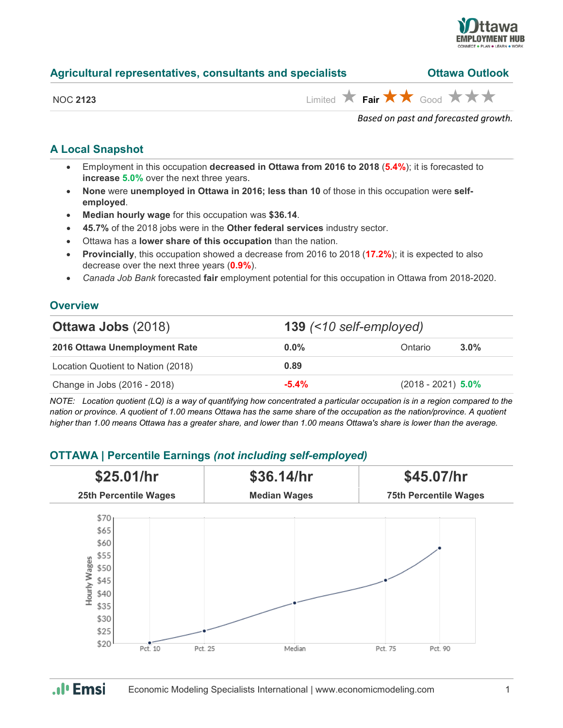## Agricultural representatives, consultants and specialists — Ottawa Outlook

NOC **2123**

Limited ★ **Fair** ★★ Good ★★★

*Based on past and forecasted growth.*

## A Local Snapshot

- Employment in this occupation **decreased in Ottawa from 2016 to 2018** (**5.4%**); it is forecasted to **increase 5.0%** over the next three years.
- **None** were **unemployed in Ottawa in 2016; less than 10** of those in this occupation were **self-employed**.
- **Median hourly wage** for this occupation was **$36.14**.
- **45.7%** of the 2018 jobs were in the **Other federal services** industry sector.
- Ottawa has a **lower share of this occupation** than the nation.
- **Provincially**, this occupation showed a decrease from 2016 to 2018 (**17.2%**); it is expected to also decrease over the next three years (**0.9%**).
- *Canada Job Bank* forecasted **fair** employment potential for this occupation in Ottawa from 2018-2020.

## Overview

| **Ottawa Jobs** (2018) | **139** *(<10 self-employed)* | | |
|---|---|---|---|
| **2016 Ottawa Unemployment Rate** | **0.0%** | Ontario | **3.0%** |
| Location Quotient to Nation (2018) | **0.89** | | |
| Change in Jobs (2016 - 2018) | **-5.4%** | (2018 - 2021) | **5.0%** |

*NOTE: Location quotient (LQ) is a way of quantifying how concentrated a particular occupation is in a region compared to the nation or province. A quotient of 1.00 means Ottawa has the same share of the occupation as the nation/province. A quotient higher than 1.00 means Ottawa has a greater share, and lower than 1.00 means Ottawa's share is lower than the average.*

## OTTAWA | Percentile Earnings *(not including self-employed)*

| **$25.01/hr** | **$36.14/hr** | **$45.07/hr** |
|---|---|---|
| **25th Percentile Wages** | **Median Wages** | **75th Percentile Wages** |

Economic Modeling Specialists International | www.economicmodeling.com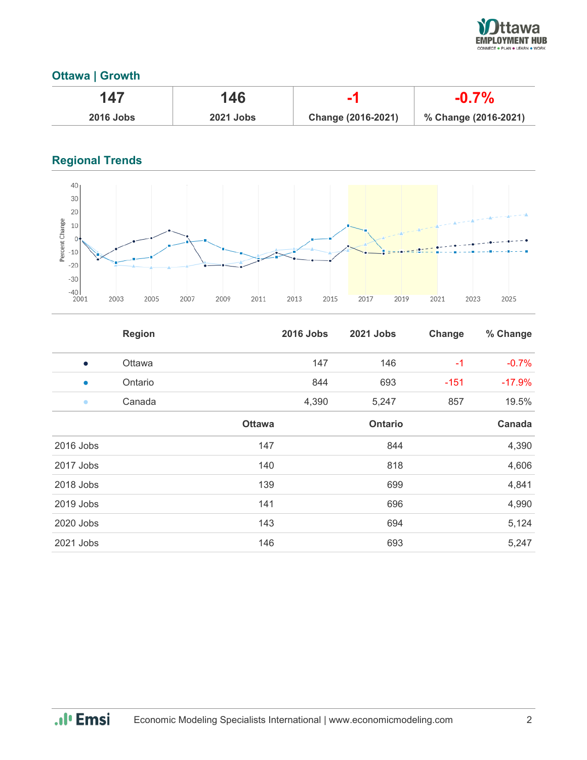## Ottawa | Growth

| 147 | 146 | -1 | -0.7% |
|---|---|---|---|
| 2016 Jobs | 2021 Jobs | Change (2016-2021) | % Change (2016-2021) |

## Regional Trends

| | Region | 2016 Jobs | 2021 Jobs | Change | % Change |
|---|---|---|---|---|---|
| ● | Ottawa | 147 | 146 | -1 | -0.7% |
| ● | Ontario | 844 | 693 | -151 | -17.9% |
| ● | Canada | 4,390 | 5,247 | 857 | 19.5% |

| | Ottawa | Ontario | Canada |
|---|---|---|---|
| 2016 Jobs | 147 | 844 | 4,390 |
| 2017 Jobs | 140 | 818 | 4,606 |
| 2018 Jobs | 139 | 699 | 4,841 |
| 2019 Jobs | 141 | 696 | 4,990 |
| 2020 Jobs | 143 | 694 | 5,124 |
| 2021 Jobs | 146 | 693 | 5,247 |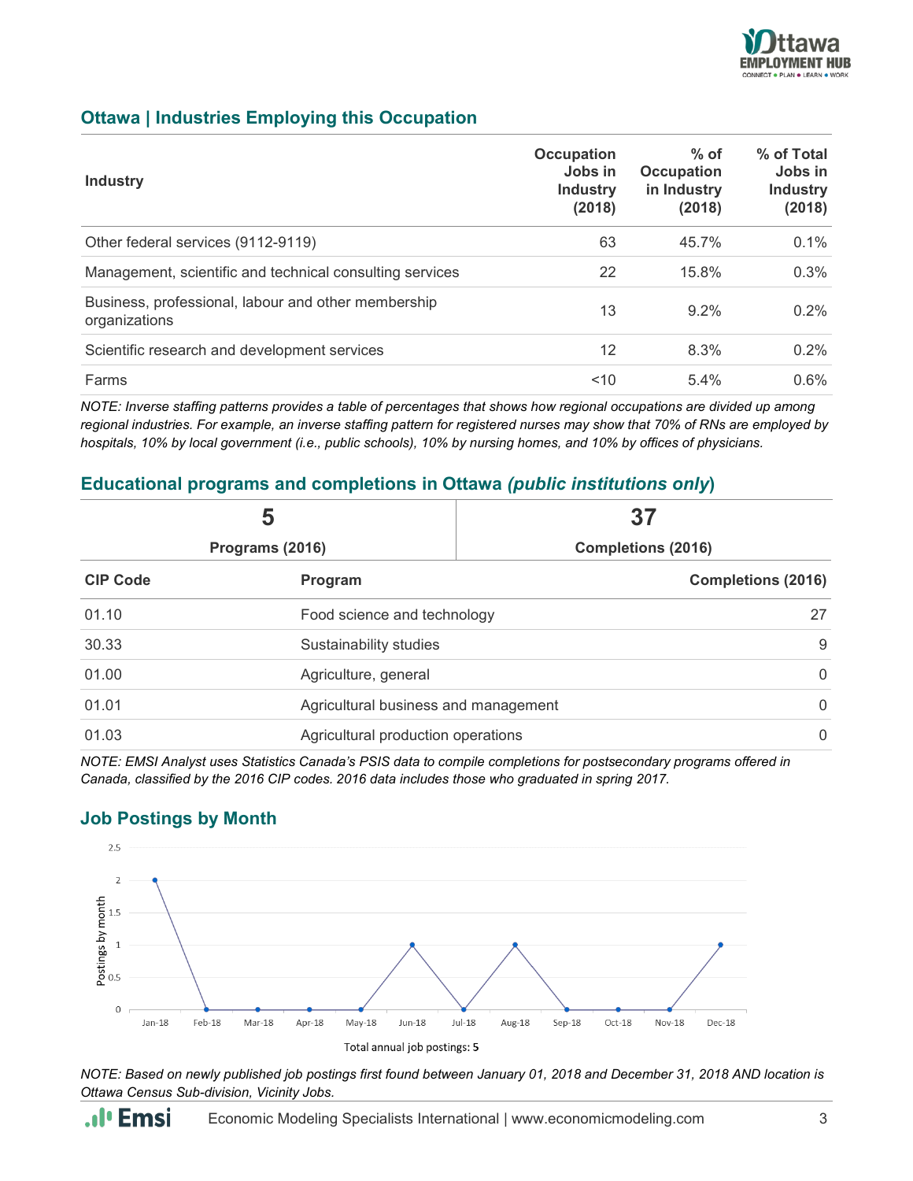## Ottawa | Industries Employing this Occupation

| Industry | Occupation Jobs in Industry (2018) | % of Occupation in Industry (2018) | % of Total Jobs in Industry (2018) |
|---|---|---|---|
| Other federal services (9112-9119) | 63 | 45.7% | 0.1% |
| Management, scientific and technical consulting services | 22 | 15.8% | 0.3% |
| Business, professional, labour and other membership organizations | 13 | 9.2% | 0.2% |
| Scientific research and development services | 12 | 8.3% | 0.2% |
| Farms | <10 | 5.4% | 0.6% |

*NOTE: Inverse staffing patterns provides a table of percentages that shows how regional occupations are divided up among regional industries. For example, an inverse staffing pattern for registered nurses may show that 70% of RNs are employed by hospitals, 10% by local government (i.e., public schools), 10% by nursing homes, and 10% by offices of physicians.*

## Educational programs and completions in Ottawa *(public institutions only)*

| 5 | 37 |
|---|---|
| **Programs (2016)** | **Completions (2016)** |

| CIP Code | Program | Completions (2016) |
|---|---|---|
| 01.10 | Food science and technology | 27 |
| 30.33 | Sustainability studies | 9 |
| 01.00 | Agriculture, general | 0 |
| 01.01 | Agricultural business and management | 0 |
| 01.03 | Agricultural production operations | 0 |

*NOTE: EMSI Analyst uses Statistics Canada's PSIS data to compile completions for postsecondary programs offered in Canada, classified by the 2016 CIP codes. 2016 data includes those who graduated in spring 2017.*

## Job Postings by Month

| Month | Postings by month |
|---|---|
| Jan-18 | 2 |
| Feb-18 | 0 |
| Mar-18 | 0 |
| Apr-18 | 0 |
| May-18 | 0 |
| Jun-18 | 1 |
| Jul-18 | 0 |
| Aug-18 | 1 |
| Sep-18 | 0 |
| Oct-18 | 0 |
| Nov-18 | 0 |
| Dec-18 | 1 |

Total annual job postings: 5

*NOTE: Based on newly published job postings first found between January 01, 2018 and December 31, 2018 AND location is Ottawa Census Sub-division, Vicinity Jobs.*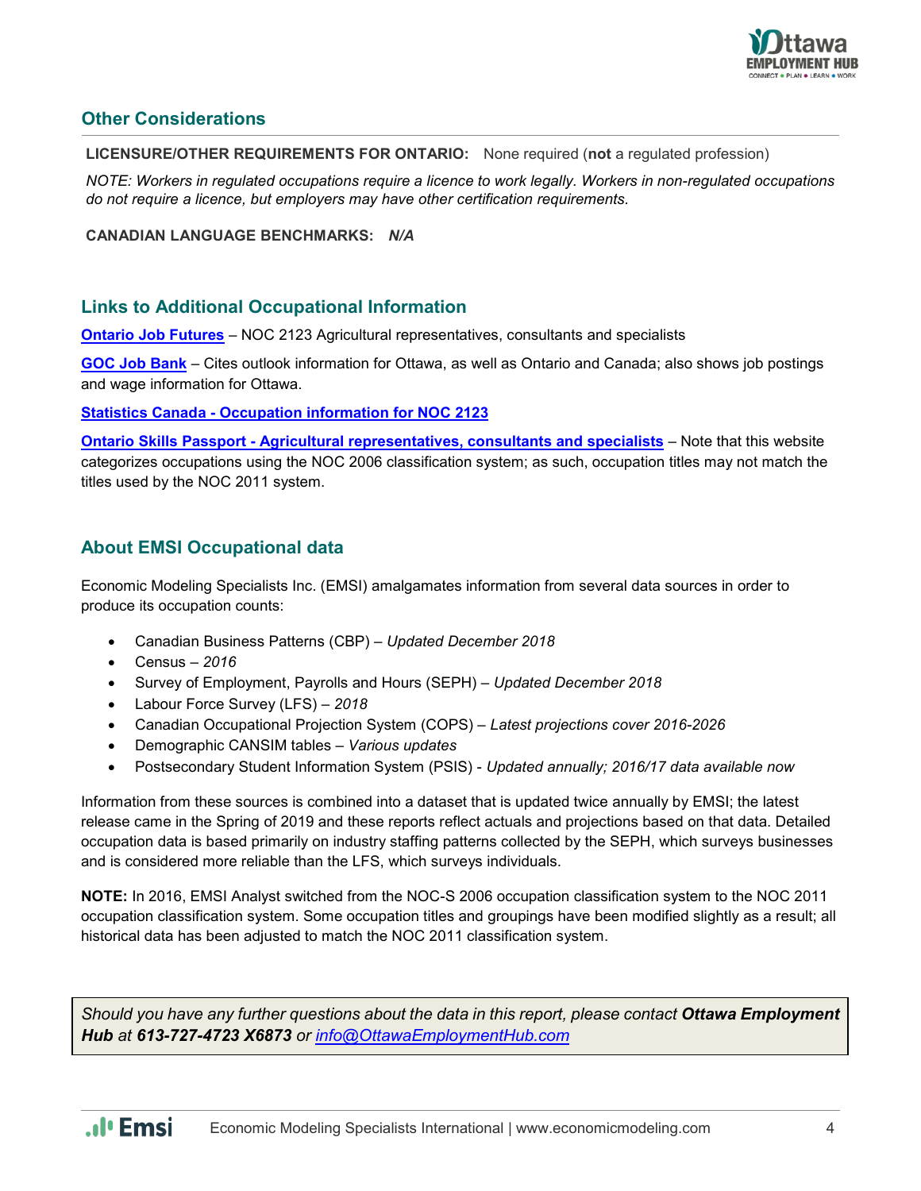## Other Considerations

**LICENSURE/OTHER REQUIREMENTS FOR ONTARIO:** None required (**not** a regulated profession)

*NOTE: Workers in regulated occupations require a licence to work legally. Workers in non-regulated occupations do not require a licence, but employers may have other certification requirements.*

**CANADIAN LANGUAGE BENCHMARKS:** ***N/A***

## Links to Additional Occupational Information

**Ontario Job Futures** – NOC 2123 Agricultural representatives, consultants and specialists

**GOC Job Bank** – Cites outlook information for Ottawa, as well as Ontario and Canada; also shows job postings and wage information for Ottawa.

**Statistics Canada - Occupation information for NOC 2123**

**Ontario Skills Passport - Agricultural representatives, consultants and specialists** – Note that this website categorizes occupations using the NOC 2006 classification system; as such, occupation titles may not match the titles used by the NOC 2011 system.

## About EMSI Occupational data

Economic Modeling Specialists Inc. (EMSI) amalgamates information from several data sources in order to produce its occupation counts:

- Canadian Business Patterns (CBP) – *Updated December 2018*
- Census – *2016*
- Survey of Employment, Payrolls and Hours (SEPH) – *Updated December 2018*
- Labour Force Survey (LFS) – *2018*
- Canadian Occupational Projection System (COPS) – *Latest projections cover 2016-2026*
- Demographic CANSIM tables – *Various updates*
- Postsecondary Student Information System (PSIS) - *Updated annually; 2016/17 data available now*

Information from these sources is combined into a dataset that is updated twice annually by EMSI; the latest release came in the Spring of 2019 and these reports reflect actuals and projections based on that data. Detailed occupation data is based primarily on industry staffing patterns collected by the SEPH, which surveys businesses and is considered more reliable than the LFS, which surveys individuals.

**NOTE:** In 2016, EMSI Analyst switched from the NOC-S 2006 occupation classification system to the NOC 2011 occupation classification system. Some occupation titles and groupings have been modified slightly as a result; all historical data has been adjusted to match the NOC 2011 classification system.

*Should you have any further questions about the data in this report, please contact **Ottawa Employment Hub** at **613-727-4723 X6873** or info@OttawaEmploymentHub.com*